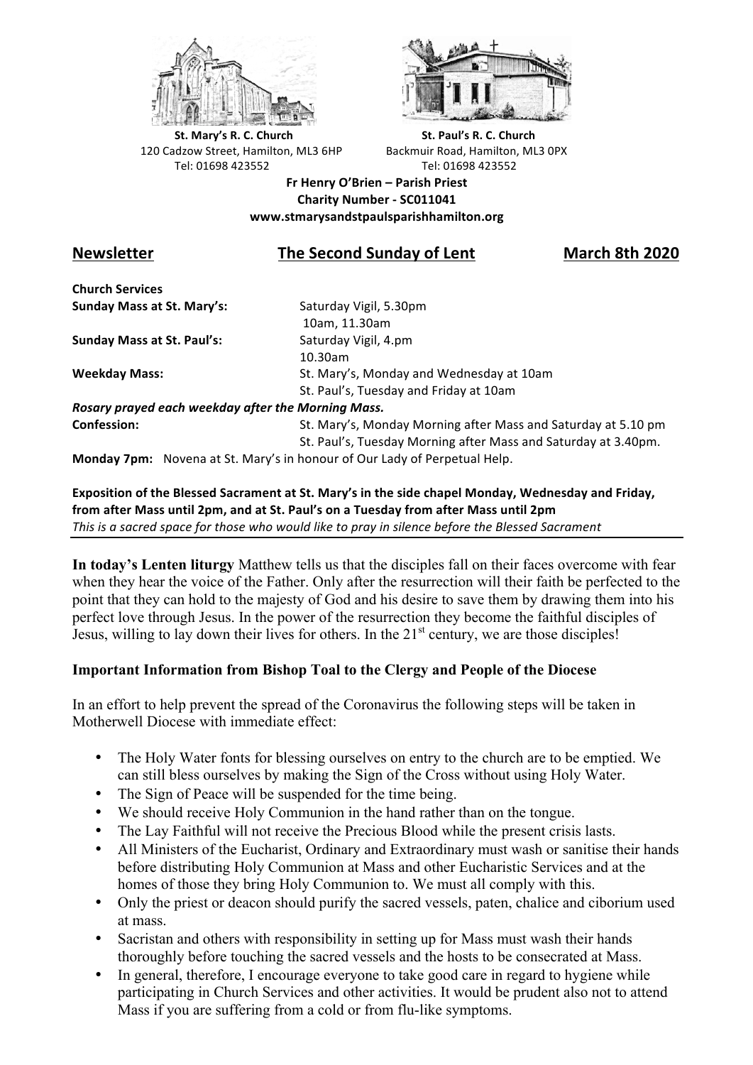**St. Mary's R. C. Church**
120 Cadzow Street, Hamilton, ML3 6HP
Tel: 01698 423552

**St. Paul's R. C. Church**
Backmuir Road, Hamilton, ML3 0PX
Tel: 01698 423552

**Fr Henry O'Brien – Parish Priest**
**Charity Number - SC011041**
**www.stmarysandstpaulsparishhamilton.org**

## Newsletter — The Second Sunday of Lent — March 8th 2020

**Church Services**

| | |
|---|---|
| **Sunday Mass at St. Mary's:** | Saturday Vigil, 5.30pm |
| | 10am, 11.30am |
| **Sunday Mass at St. Paul's:** | Saturday Vigil, 4.pm |
| | 10.30am |
| **Weekday Mass:** | St. Mary's, Monday and Wednesday at 10am |
| | St. Paul's, Tuesday and Friday at 10am |

***Rosary prayed each weekday after the Morning Mass.***

| | |
|---|---|
| **Confession:** | St. Mary's, Monday Morning after Mass and Saturday at 5.10 pm |
| | St. Paul's, Tuesday Morning after Mass and Saturday at 3.40pm. |

**Monday 7pm:** Novena at St. Mary's in honour of Our Lady of Perpetual Help.

**Exposition of the Blessed Sacrament at St. Mary's in the side chapel Monday, Wednesday and Friday, from after Mass until 2pm, and at St. Paul's on a Tuesday from after Mass until 2pm**
*This is a sacred space for those who would like to pray in silence before the Blessed Sacrament*

**In today's Lenten liturgy** Matthew tells us that the disciples fall on their faces overcome with fear when they hear the voice of the Father. Only after the resurrection will their faith be perfected to the point that they can hold to the majesty of God and his desire to save them by drawing them into his perfect love through Jesus. In the power of the resurrection they become the faithful disciples of Jesus, willing to lay down their lives for others. In the 21st century, we are those disciples!

### Important Information from Bishop Toal to the Clergy and People of the Diocese

In an effort to help prevent the spread of the Coronavirus the following steps will be taken in Motherwell Diocese with immediate effect:

- The Holy Water fonts for blessing ourselves on entry to the church are to be emptied. We can still bless ourselves by making the Sign of the Cross without using Holy Water.
- The Sign of Peace will be suspended for the time being.
- We should receive Holy Communion in the hand rather than on the tongue.
- The Lay Faithful will not receive the Precious Blood while the present crisis lasts.
- All Ministers of the Eucharist, Ordinary and Extraordinary must wash or sanitise their hands before distributing Holy Communion at Mass and other Eucharistic Services and at the homes of those they bring Holy Communion to. We must all comply with this.
- Only the priest or deacon should purify the sacred vessels, paten, chalice and ciborium used at mass.
- Sacristan and others with responsibility in setting up for Mass must wash their hands thoroughly before touching the sacred vessels and the hosts to be consecrated at Mass.
- In general, therefore, I encourage everyone to take good care in regard to hygiene while participating in Church Services and other activities. It would be prudent also not to attend Mass if you are suffering from a cold or from flu-like symptoms.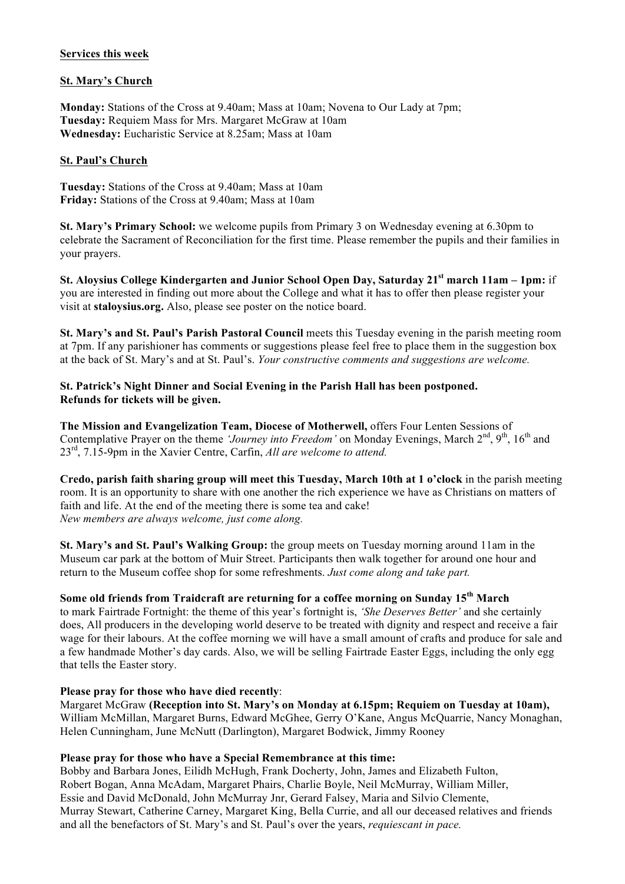**Services this week**

**St. Mary's Church**

**Monday:** Stations of the Cross at 9.40am; Mass at 10am; Novena to Our Lady at 7pm;
**Tuesday:** Requiem Mass for Mrs. Margaret McGraw at 10am
**Wednesday:** Eucharistic Service at 8.25am; Mass at 10am

**St. Paul's Church**

**Tuesday:** Stations of the Cross at 9.40am; Mass at 10am
**Friday:** Stations of the Cross at 9.40am; Mass at 10am

**St. Mary's Primary School:** we welcome pupils from Primary 3 on Wednesday evening at 6.30pm to celebrate the Sacrament of Reconciliation for the first time. Please remember the pupils and their families in your prayers.

**St. Aloysius College Kindergarten and Junior School Open Day, Saturday 21st march 11am – 1pm:** if you are interested in finding out more about the College and what it has to offer then please register your visit at **staloysius.org.** Also, please see poster on the notice board.

**St. Mary's and St. Paul's Parish Pastoral Council** meets this Tuesday evening in the parish meeting room at 7pm. If any parishioner has comments or suggestions please feel free to place them in the suggestion box at the back of St. Mary's and at St. Paul's. *Your constructive comments and suggestions are welcome.*

**St. Patrick's Night Dinner and Social Evening in the Parish Hall has been postponed.**
**Refunds for tickets will be given.**

**The Mission and Evangelization Team, Diocese of Motherwell,** offers Four Lenten Sessions of Contemplative Prayer on the theme *'Journey into Freedom'* on Monday Evenings, March 2nd, 9th, 16th and 23rd, 7.15-9pm in the Xavier Centre, Carfin, *All are welcome to attend.*

**Credo, parish faith sharing group will meet this Tuesday, March 10th at 1 o'clock** in the parish meeting room. It is an opportunity to share with one another the rich experience we have as Christians on matters of faith and life. At the end of the meeting there is some tea and cake!
*New members are always welcome, just come along.*

**St. Mary's and St. Paul's Walking Group:** the group meets on Tuesday morning around 11am in the Museum car park at the bottom of Muir Street. Participants then walk together for around one hour and return to the Museum coffee shop for some refreshments. *Just come along and take part.*

**Some old friends from Traidcraft are returning for a coffee morning on Sunday 15th March** to mark Fairtrade Fortnight: the theme of this year's fortnight is, *'She Deserves Better'* and she certainly does, All producers in the developing world deserve to be treated with dignity and respect and receive a fair wage for their labours. At the coffee morning we will have a small amount of crafts and produce for sale and a few handmade Mother's day cards. Also, we will be selling Fairtrade Easter Eggs, including the only egg that tells the Easter story.

**Please pray for those who have died recently**:
Margaret McGraw **(Reception into St. Mary's on Monday at 6.15pm; Requiem on Tuesday at 10am),** William McMillan, Margaret Burns, Edward McGhee, Gerry O'Kane, Angus McQuarrie, Nancy Monaghan, Helen Cunningham, June McNutt (Darlington), Margaret Bodwick, Jimmy Rooney

**Please pray for those who have a Special Remembrance at this time:**
Bobby and Barbara Jones, Eilidh McHugh, Frank Docherty, John, James and Elizabeth Fulton, Robert Bogan, Anna McAdam, Margaret Phairs, Charlie Boyle, Neil McMurray, William Miller, Essie and David McDonald, John McMurray Jnr, Gerard Falsey, Maria and Silvio Clemente, Murray Stewart, Catherine Carney, Margaret King, Bella Currie, and all our deceased relatives and friends and all the benefactors of St. Mary's and St. Paul's over the years, *requiescant in pace.*